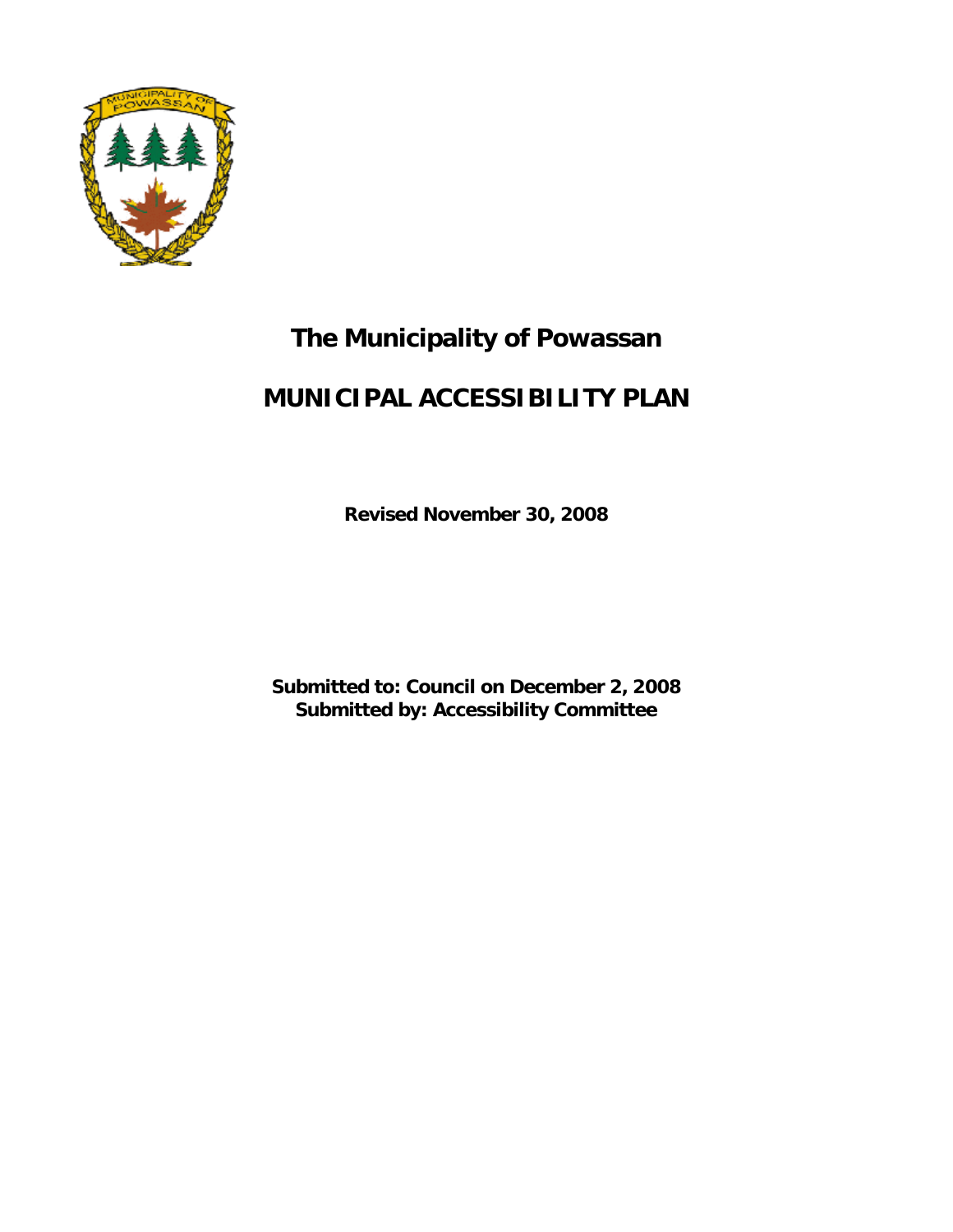# The Municipality of Powassan

# MUNICIPAL ACCESSIBILITY PLAN

**Revised November 30, 2008**

**Submitted to: Council on December 2, 2008**
**Submitted by: Accessibility Committee**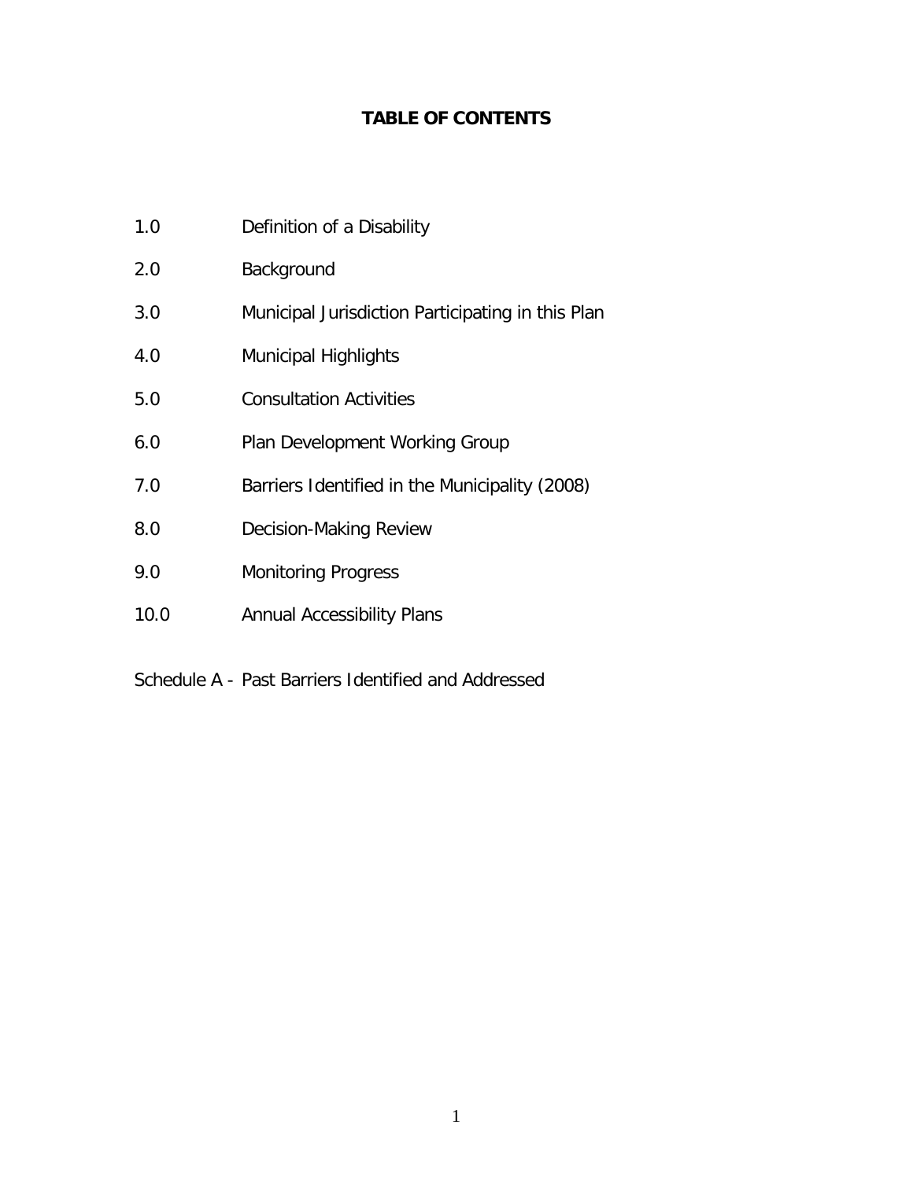# TABLE OF CONTENTS

1.0 Definition of a Disability

2.0 Background

3.0 Municipal Jurisdiction Participating in this Plan

4.0 Municipal Highlights

5.0 Consultation Activities

6.0 Plan Development Working Group

7.0 Barriers Identified in the Municipality (2008)

8.0 Decision-Making Review

9.0 Monitoring Progress

10.0 Annual Accessibility Plans

Schedule A - Past Barriers Identified and Addressed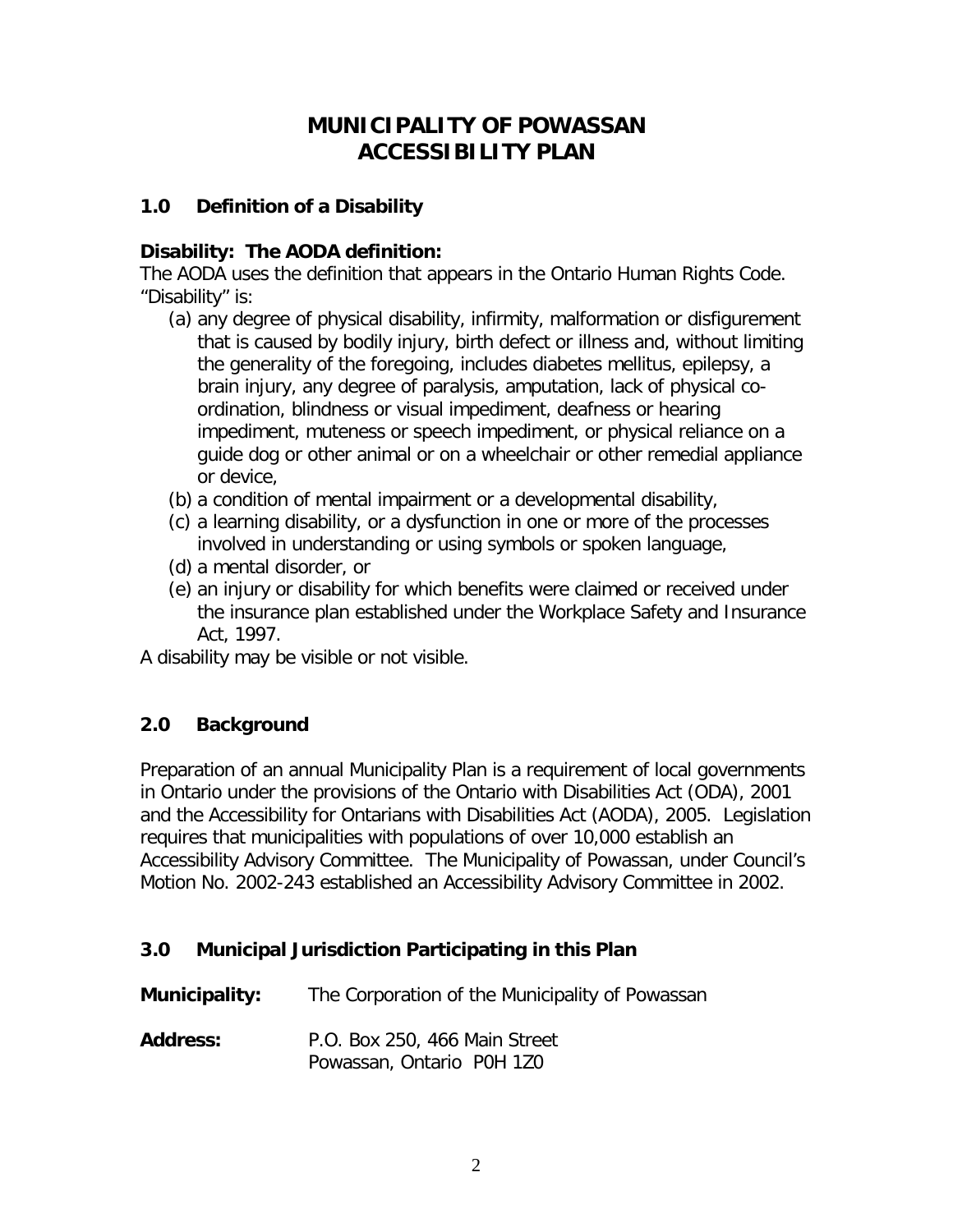# MUNICIPALITY OF POWASSAN ACCESSIBILITY PLAN

## 1.0 Definition of a Disability

**Disability: The AODA definition:**

The AODA uses the definition that appears in the Ontario Human Rights Code. "Disability" is:

- (a) any degree of physical disability, infirmity, malformation or disfigurement that is caused by bodily injury, birth defect or illness and, without limiting the generality of the foregoing, includes diabetes mellitus, epilepsy, a brain injury, any degree of paralysis, amputation, lack of physical co-ordination, blindness or visual impediment, deafness or hearing impediment, muteness or speech impediment, or physical reliance on a guide dog or other animal or on a wheelchair or other remedial appliance or device,
- (b) a condition of mental impairment or a developmental disability,
- (c) a learning disability, or a dysfunction in one or more of the processes involved in understanding or using symbols or spoken language,
- (d) a mental disorder, or
- (e) an injury or disability for which benefits were claimed or received under the insurance plan established under the Workplace Safety and Insurance Act, 1997.

A disability may be visible or not visible.

## 2.0 Background

Preparation of an annual Municipality Plan is a requirement of local governments in Ontario under the provisions of the Ontario with Disabilities Act (ODA), 2001 and the Accessibility for Ontarians with Disabilities Act (AODA), 2005. Legislation requires that municipalities with populations of over 10,000 establish an Accessibility Advisory Committee. The Municipality of Powassan, under Council's Motion No. 2002-243 established an Accessibility Advisory Committee in 2002.

## 3.0 Municipal Jurisdiction Participating in this Plan

**Municipality:** The Corporation of the Municipality of Powassan

**Address:** P.O. Box 250, 466 Main Street
Powassan, Ontario P0H 1Z0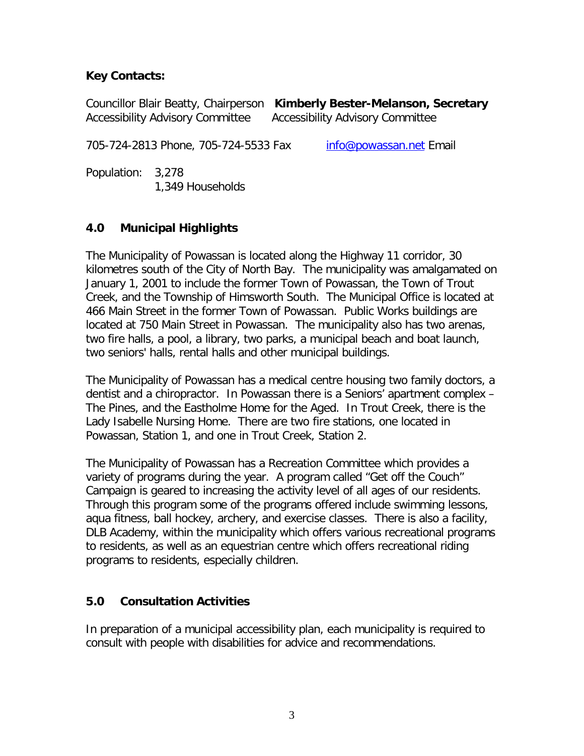**Key Contacts:**

Councillor Blair Beatty, Chairperson
Accessibility Advisory Committee

**Kimberly Bester-Melanson, Secretary**
Accessibility Advisory Committee

705-724-2813 Phone, 705-724-5533 Fax    info@powassan.net Email

Population: 3,278
1,349 Households

## 4.0 Municipal Highlights

The Municipality of Powassan is located along the Highway 11 corridor, 30 kilometres south of the City of North Bay. The municipality was amalgamated on January 1, 2001 to include the former Town of Powassan, the Town of Trout Creek, and the Township of Himsworth South. The Municipal Office is located at 466 Main Street in the former Town of Powassan. Public Works buildings are located at 750 Main Street in Powassan. The municipality also has two arenas, two fire halls, a pool, a library, two parks, a municipal beach and boat launch, two seniors' halls, rental halls and other municipal buildings.

The Municipality of Powassan has a medical centre housing two family doctors, a dentist and a chiropractor. In Powassan there is a Seniors' apartment complex – The Pines, and the Eastholme Home for the Aged. In Trout Creek, there is the Lady Isabelle Nursing Home. There are two fire stations, one located in Powassan, Station 1, and one in Trout Creek, Station 2.

The Municipality of Powassan has a Recreation Committee which provides a variety of programs during the year. A program called "Get off the Couch" Campaign is geared to increasing the activity level of all ages of our residents. Through this program some of the programs offered include swimming lessons, aqua fitness, ball hockey, archery, and exercise classes. There is also a facility, DLB Academy, within the municipality which offers various recreational programs to residents, as well as an equestrian centre which offers recreational riding programs to residents, especially children.

## 5.0 Consultation Activities

In preparation of a municipal accessibility plan, each municipality is required to consult with people with disabilities for advice and recommendations.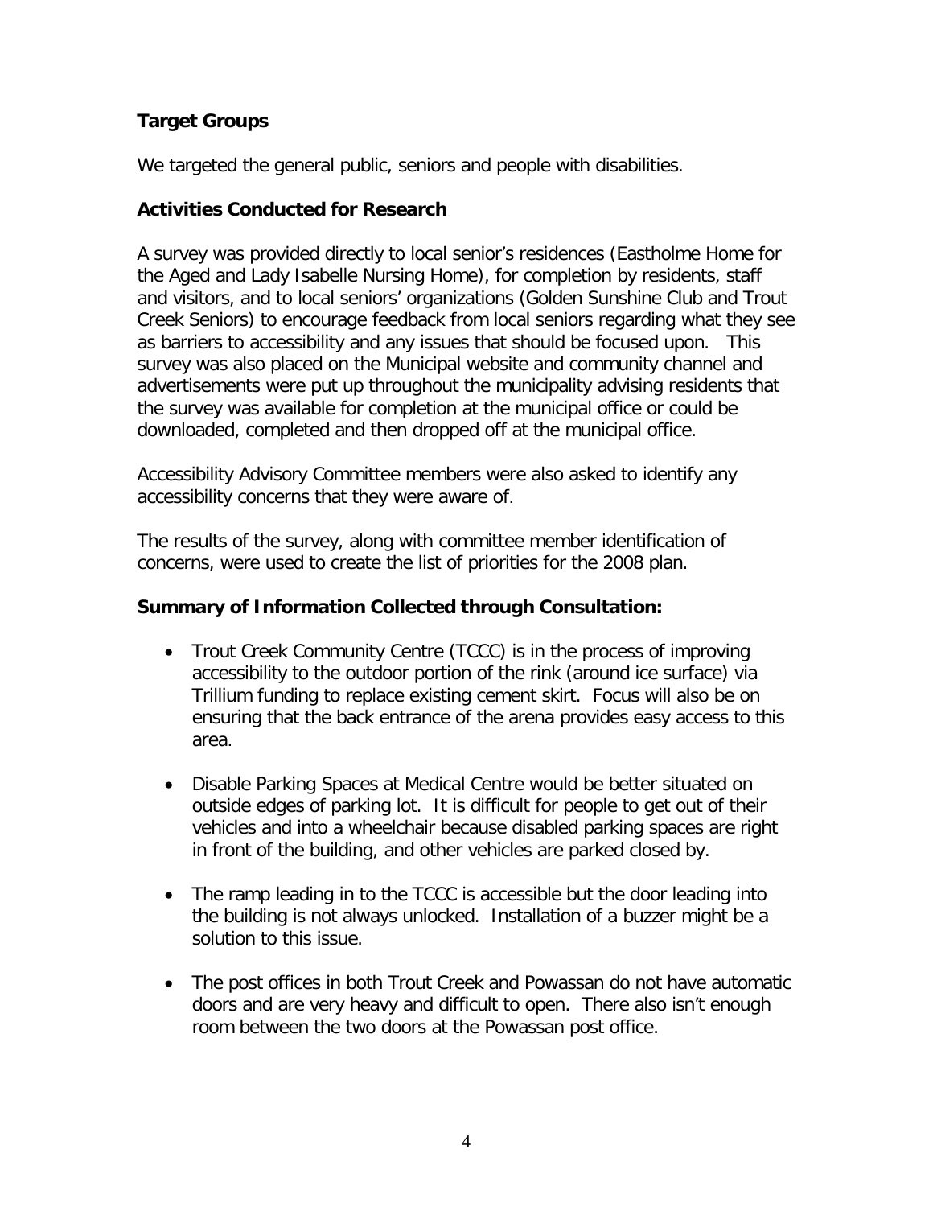### Target Groups

We targeted the general public, seniors and people with disabilities.

### Activities Conducted for Research

A survey was provided directly to local senior's residences (Eastholme Home for the Aged and Lady Isabelle Nursing Home), for completion by residents, staff and visitors, and to local seniors' organizations (Golden Sunshine Club and Trout Creek Seniors) to encourage feedback from local seniors regarding what they see as barriers to accessibility and any issues that should be focused upon. This survey was also placed on the Municipal website and community channel and advertisements were put up throughout the municipality advising residents that the survey was available for completion at the municipal office or could be downloaded, completed and then dropped off at the municipal office.

Accessibility Advisory Committee members were also asked to identify any accessibility concerns that they were aware of.

The results of the survey, along with committee member identification of concerns, were used to create the list of priorities for the 2008 plan.

### Summary of Information Collected through Consultation:

- Trout Creek Community Centre (TCCC) is in the process of improving accessibility to the outdoor portion of the rink (around ice surface) via Trillium funding to replace existing cement skirt. Focus will also be on ensuring that the back entrance of the arena provides easy access to this area.
- Disable Parking Spaces at Medical Centre would be better situated on outside edges of parking lot. It is difficult for people to get out of their vehicles and into a wheelchair because disabled parking spaces are right in front of the building, and other vehicles are parked closed by.
- The ramp leading in to the TCCC is accessible but the door leading into the building is not always unlocked. Installation of a buzzer might be a solution to this issue.
- The post offices in both Trout Creek and Powassan do not have automatic doors and are very heavy and difficult to open. There also isn't enough room between the two doors at the Powassan post office.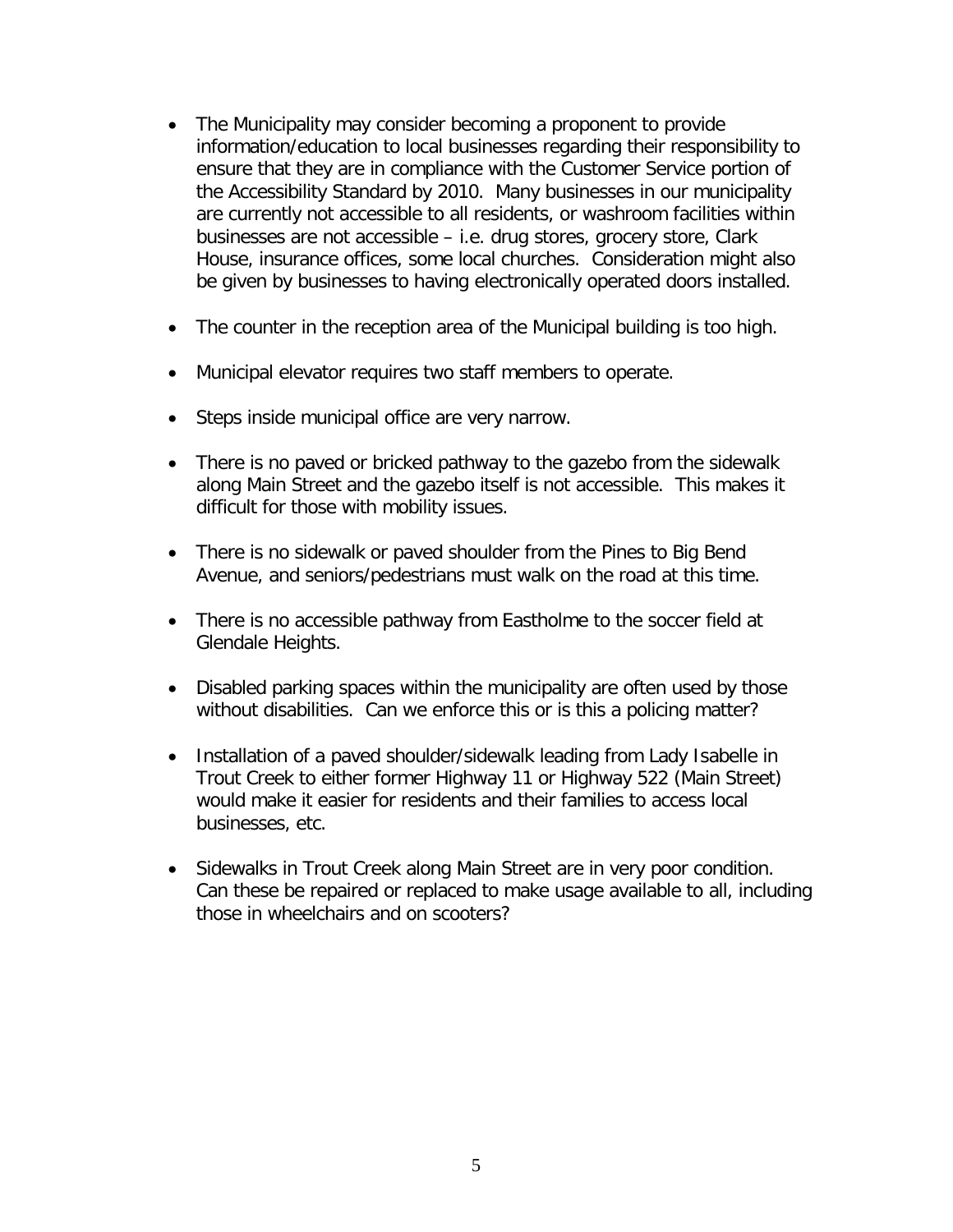- The Municipality may consider becoming a proponent to provide information/education to local businesses regarding their responsibility to ensure that they are in compliance with the Customer Service portion of the Accessibility Standard by 2010. Many businesses in our municipality are currently not accessible to all residents, or washroom facilities within businesses are not accessible – i.e. drug stores, grocery store, Clark House, insurance offices, some local churches. Consideration might also be given by businesses to having electronically operated doors installed.
- The counter in the reception area of the Municipal building is too high.
- Municipal elevator requires two staff members to operate.
- Steps inside municipal office are very narrow.
- There is no paved or bricked pathway to the gazebo from the sidewalk along Main Street and the gazebo itself is not accessible. This makes it difficult for those with mobility issues.
- There is no sidewalk or paved shoulder from the Pines to Big Bend Avenue, and seniors/pedestrians must walk on the road at this time.
- There is no accessible pathway from Eastholme to the soccer field at Glendale Heights.
- Disabled parking spaces within the municipality are often used by those without disabilities. Can we enforce this or is this a policing matter?
- Installation of a paved shoulder/sidewalk leading from Lady Isabelle in Trout Creek to either former Highway 11 or Highway 522 (Main Street) would make it easier for residents and their families to access local businesses, etc.
- Sidewalks in Trout Creek along Main Street are in very poor condition. Can these be repaired or replaced to make usage available to all, including those in wheelchairs and on scooters?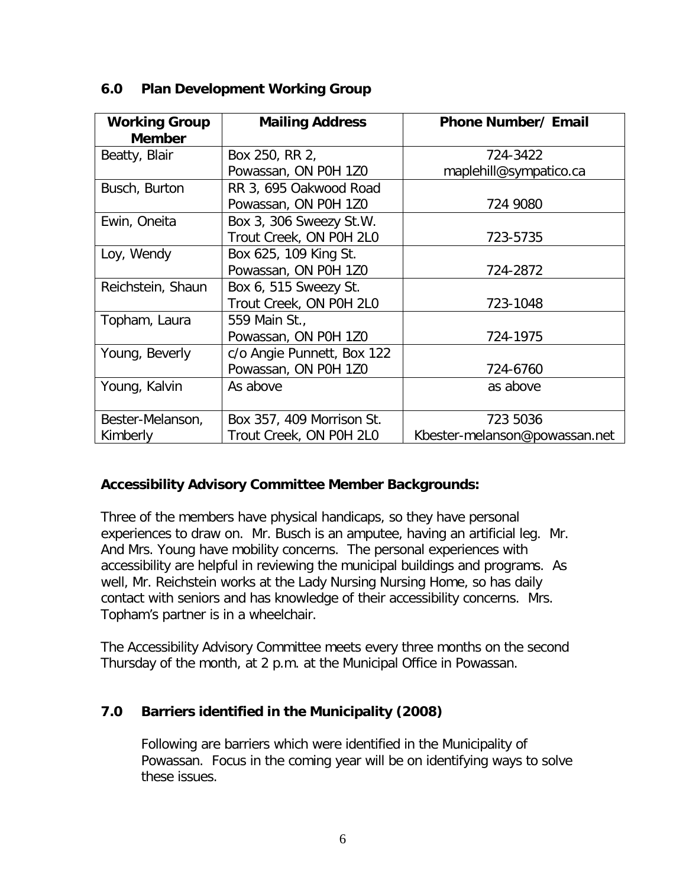## 6.0 Plan Development Working Group

| Working Group Member | Mailing Address | Phone Number/ Email |
|---|---|---|
| Beatty, Blair | Box 250, RR 2, Powassan, ON P0H 1Z0 | 724-3422 maplehill@sympatico.ca |
| Busch, Burton | RR 3, 695 Oakwood Road Powassan, ON P0H 1Z0 | 724 9080 |
| Ewin, Oneita | Box 3, 306 Sweezy St.W. Trout Creek, ON P0H 2L0 | 723-5735 |
| Loy, Wendy | Box 625, 109 King St. Powassan, ON P0H 1Z0 | 724-2872 |
| Reichstein, Shaun | Box 6, 515 Sweezy St. Trout Creek, ON P0H 2L0 | 723-1048 |
| Topham, Laura | 559 Main St., Powassan, ON P0H 1Z0 | 724-1975 |
| Young, Beverly | c/o Angie Punnett, Box 122 Powassan, ON P0H 1Z0 | 724-6760 |
| Young, Kalvin | As above | as above |
| Bester-Melanson, Kimberly | Box 357, 409 Morrison St. Trout Creek, ON P0H 2L0 | 723 5036 Kbester-melanson@powassan.net |

**Accessibility Advisory Committee Member Backgrounds:**

Three of the members have physical handicaps, so they have personal experiences to draw on. Mr. Busch is an amputee, having an artificial leg. Mr. And Mrs. Young have mobility concerns. The personal experiences with accessibility are helpful in reviewing the municipal buildings and programs. As well, Mr. Reichstein works at the Lady Nursing Nursing Home, so has daily contact with seniors and has knowledge of their accessibility concerns. Mrs. Topham's partner is in a wheelchair.

The Accessibility Advisory Committee meets every three months on the second Thursday of the month, at 2 p.m. at the Municipal Office in Powassan.

## 7.0 Barriers identified in the Municipality (2008)

Following are barriers which were identified in the Municipality of Powassan. Focus in the coming year will be on identifying ways to solve these issues.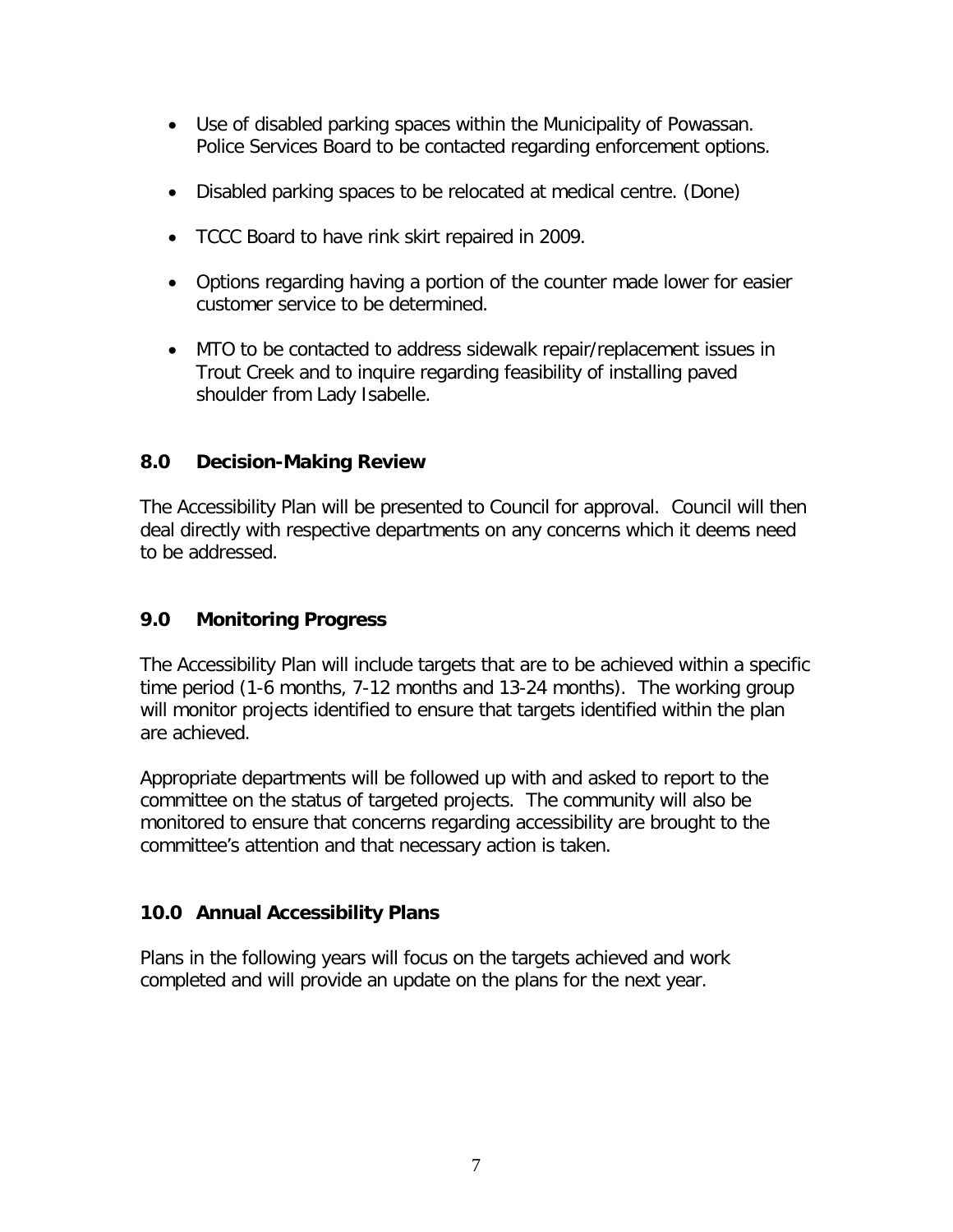- Use of disabled parking spaces within the Municipality of Powassan. Police Services Board to be contacted regarding enforcement options.

- Disabled parking spaces to be relocated at medical centre. (Done)

- TCCC Board to have rink skirt repaired in 2009.

- Options regarding having a portion of the counter made lower for easier customer service to be determined.

- MTO to be contacted to address sidewalk repair/replacement issues in Trout Creek and to inquire regarding feasibility of installing paved shoulder from Lady Isabelle.

## 8.0 Decision-Making Review

The Accessibility Plan will be presented to Council for approval. Council will then deal directly with respective departments on any concerns which it deems need to be addressed.

## 9.0 Monitoring Progress

The Accessibility Plan will include targets that are to be achieved within a specific time period (1-6 months, 7-12 months and 13-24 months). The working group will monitor projects identified to ensure that targets identified within the plan are achieved.

Appropriate departments will be followed up with and asked to report to the committee on the status of targeted projects. The community will also be monitored to ensure that concerns regarding accessibility are brought to the committee's attention and that necessary action is taken.

## 10.0 Annual Accessibility Plans

Plans in the following years will focus on the targets achieved and work completed and will provide an update on the plans for the next year.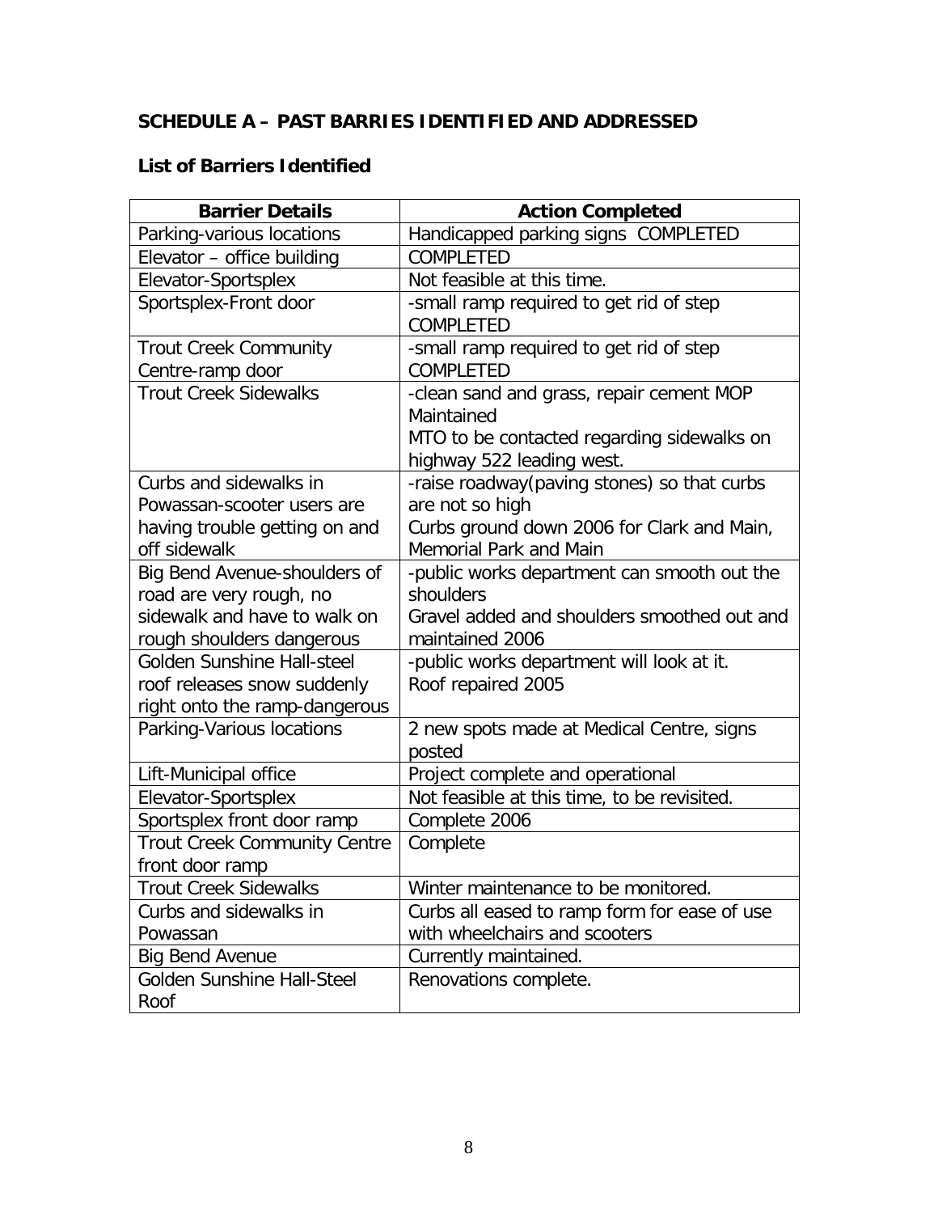## SCHEDULE A – PAST BARRIES IDENTIFIED AND ADDRESSED

### List of Barriers Identified

| Barrier Details | Action Completed |
|---|---|
| Parking-various locations | Handicapped parking signs COMPLETED |
| Elevator – office building | COMPLETED |
| Elevator-Sportsplex | Not feasible at this time. |
| Sportsplex-Front door | -small ramp required to get rid of step COMPLETED |
| Trout Creek Community Centre-ramp door | -small ramp required to get rid of step COMPLETED |
| Trout Creek Sidewalks | -clean sand and grass, repair cement MOP Maintained<br>MTO to be contacted regarding sidewalks on highway 522 leading west. |
| Curbs and sidewalks in Powassan-scooter users are having trouble getting on and off sidewalk | -raise roadway(paving stones) so that curbs are not so high<br>Curbs ground down 2006 for Clark and Main, Memorial Park and Main |
| Big Bend Avenue-shoulders of road are very rough, no sidewalk and have to walk on rough shoulders dangerous | -public works department can smooth out the shoulders<br>Gravel added and shoulders smoothed out and maintained 2006 |
| Golden Sunshine Hall-steel roof releases snow suddenly right onto the ramp-dangerous | -public works department will look at it.<br>Roof repaired 2005 |
| Parking-Various locations | 2 new spots made at Medical Centre, signs posted |
| Lift-Municipal office | Project complete and operational |
| Elevator-Sportsplex | Not feasible at this time, to be revisited. |
| Sportsplex front door ramp | Complete 2006 |
| Trout Creek Community Centre front door ramp | Complete |
| Trout Creek Sidewalks | Winter maintenance to be monitored. |
| Curbs and sidewalks in Powassan | Curbs all eased to ramp form for ease of use with wheelchairs and scooters |
| Big Bend Avenue | Currently maintained. |
| Golden Sunshine Hall-Steel Roof | Renovations complete. |